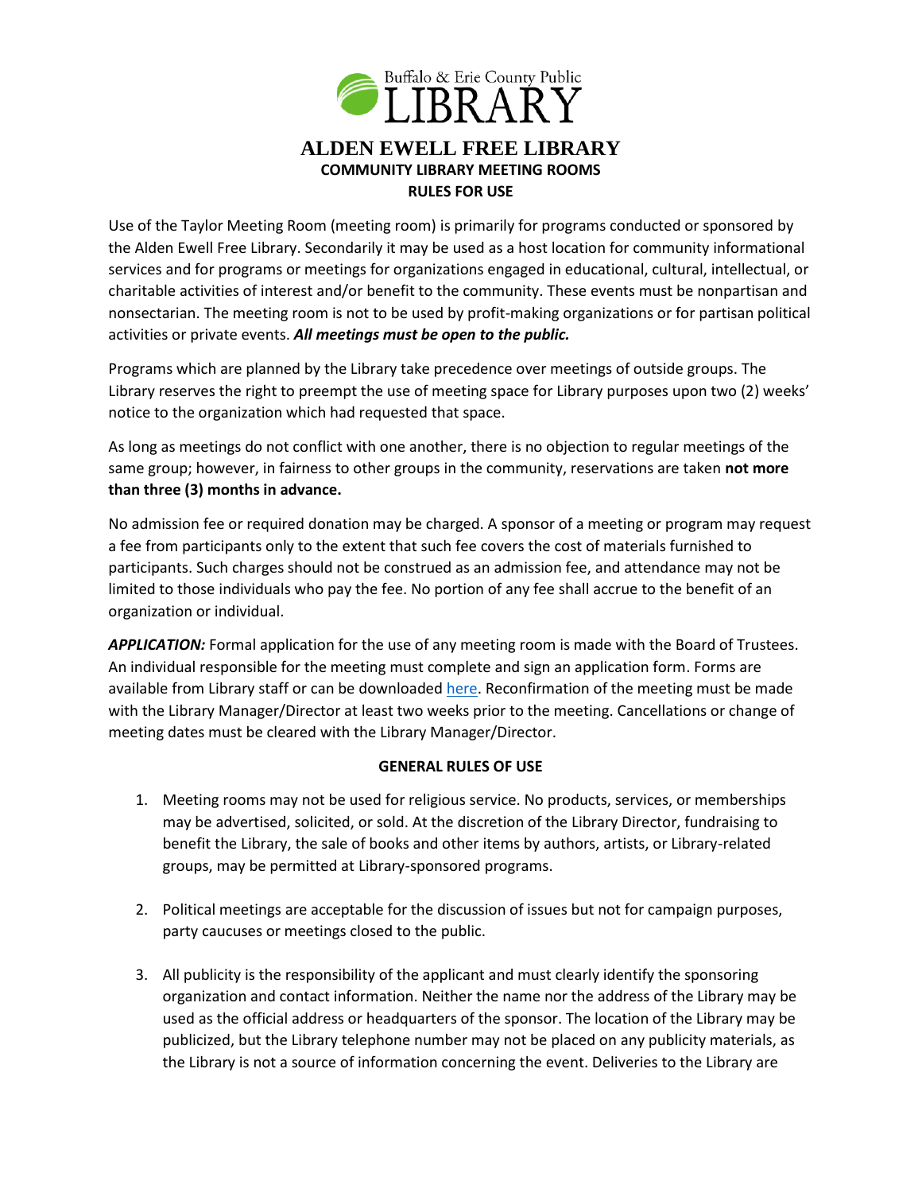Buffalo & Erie County Public LIBRARY

# ALDEN EWELL FREE LIBRARY

## COMMUNITY LIBRARY MEETING ROOMS

## RULES FOR USE

Use of the Taylor Meeting Room (meeting room) is primarily for programs conducted or sponsored by the Alden Ewell Free Library. Secondarily it may be used as a host location for community informational services and for programs or meetings for organizations engaged in educational, cultural, intellectual, or charitable activities of interest and/or benefit to the community. These events must be nonpartisan and nonsectarian. The meeting room is not to be used by profit-making organizations or for partisan political activities or private events. ***All meetings must be open to the public.***

Programs which are planned by the Library take precedence over meetings of outside groups. The Library reserves the right to preempt the use of meeting space for Library purposes upon two (2) weeks' notice to the organization which had requested that space.

As long as meetings do not conflict with one another, there is no objection to regular meetings of the same group; however, in fairness to other groups in the community, reservations are taken **not more than three (3) months in advance.**

No admission fee or required donation may be charged. A sponsor of a meeting or program may request a fee from participants only to the extent that such fee covers the cost of materials furnished to participants. Such charges should not be construed as an admission fee, and attendance may not be limited to those individuals who pay the fee. No portion of any fee shall accrue to the benefit of an organization or individual.

***APPLICATION:*** Formal application for the use of any meeting room is made with the Board of Trustees. An individual responsible for the meeting must complete and sign an application form. Forms are available from Library staff or can be downloaded here. Reconfirmation of the meeting must be made with the Library Manager/Director at least two weeks prior to the meeting. Cancellations or change of meeting dates must be cleared with the Library Manager/Director.

### GENERAL RULES OF USE

1. Meeting rooms may not be used for religious service. No products, services, or memberships may be advertised, solicited, or sold. At the discretion of the Library Director, fundraising to benefit the Library, the sale of books and other items by authors, artists, or Library-related groups, may be permitted at Library-sponsored programs.

2. Political meetings are acceptable for the discussion of issues but not for campaign purposes, party caucuses or meetings closed to the public.

3. All publicity is the responsibility of the applicant and must clearly identify the sponsoring organization and contact information. Neither the name nor the address of the Library may be used as the official address or headquarters of the sponsor. The location of the Library may be publicized, but the Library telephone number may not be placed on any publicity materials, as the Library is not a source of information concerning the event. Deliveries to the Library are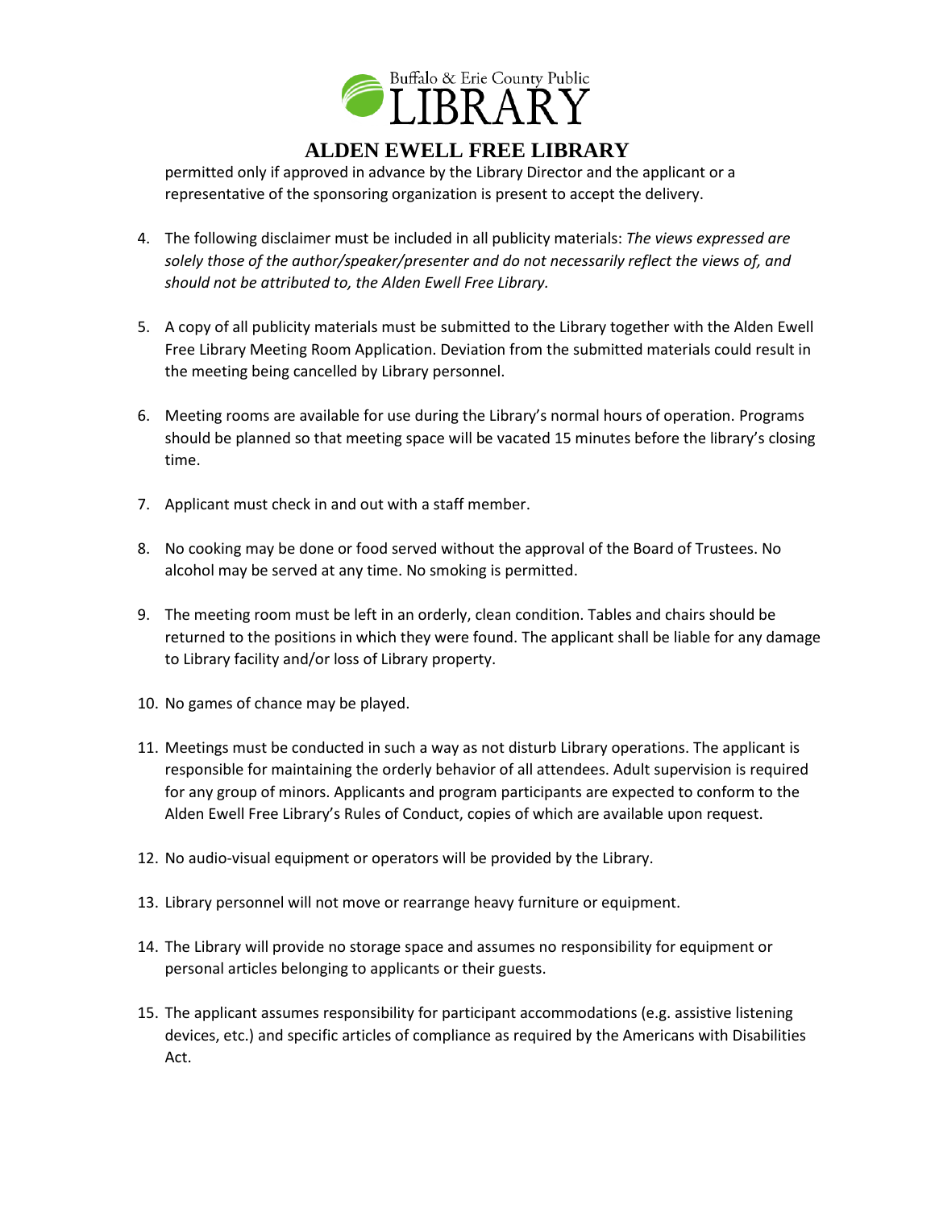permitted only if approved in advance by the Library Director and the applicant or a representative of the sponsoring organization is present to accept the delivery.

4. The following disclaimer must be included in all publicity materials: *The views expressed are solely those of the author/speaker/presenter and do not necessarily reflect the views of, and should not be attributed to, the Alden Ewell Free Library.*

5. A copy of all publicity materials must be submitted to the Library together with the Alden Ewell Free Library Meeting Room Application. Deviation from the submitted materials could result in the meeting being cancelled by Library personnel.

6. Meeting rooms are available for use during the Library's normal hours of operation. Programs should be planned so that meeting space will be vacated 15 minutes before the library's closing time.

7. Applicant must check in and out with a staff member.

8. No cooking may be done or food served without the approval of the Board of Trustees. No alcohol may be served at any time. No smoking is permitted.

9. The meeting room must be left in an orderly, clean condition. Tables and chairs should be returned to the positions in which they were found. The applicant shall be liable for any damage to Library facility and/or loss of Library property.

10. No games of chance may be played.

11. Meetings must be conducted in such a way as not disturb Library operations. The applicant is responsible for maintaining the orderly behavior of all attendees. Adult supervision is required for any group of minors. Applicants and program participants are expected to conform to the Alden Ewell Free Library's Rules of Conduct, copies of which are available upon request.

12. No audio-visual equipment or operators will be provided by the Library.

13. Library personnel will not move or rearrange heavy furniture or equipment.

14. The Library will provide no storage space and assumes no responsibility for equipment or personal articles belonging to applicants or their guests.

15. The applicant assumes responsibility for participant accommodations (e.g. assistive listening devices, etc.) and specific articles of compliance as required by the Americans with Disabilities Act.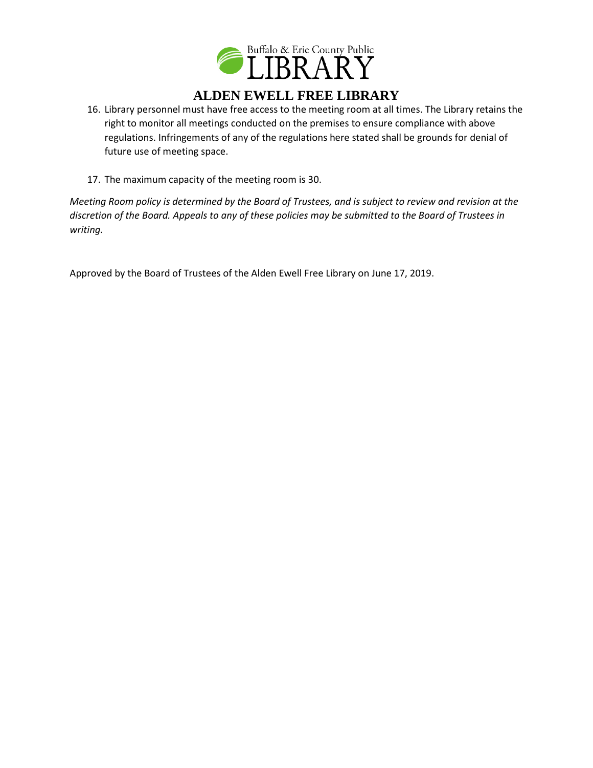Buffalo & Erie County Public LIBRARY

## ALDEN EWELL FREE LIBRARY

16. Library personnel must have free access to the meeting room at all times. The Library retains the right to monitor all meetings conducted on the premises to ensure compliance with above regulations. Infringements of any of the regulations here stated shall be grounds for denial of future use of meeting space.

17. The maximum capacity of the meeting room is 30.

*Meeting Room policy is determined by the Board of Trustees, and is subject to review and revision at the discretion of the Board. Appeals to any of these policies may be submitted to the Board of Trustees in writing.*

Approved by the Board of Trustees of the Alden Ewell Free Library on June 17, 2019.